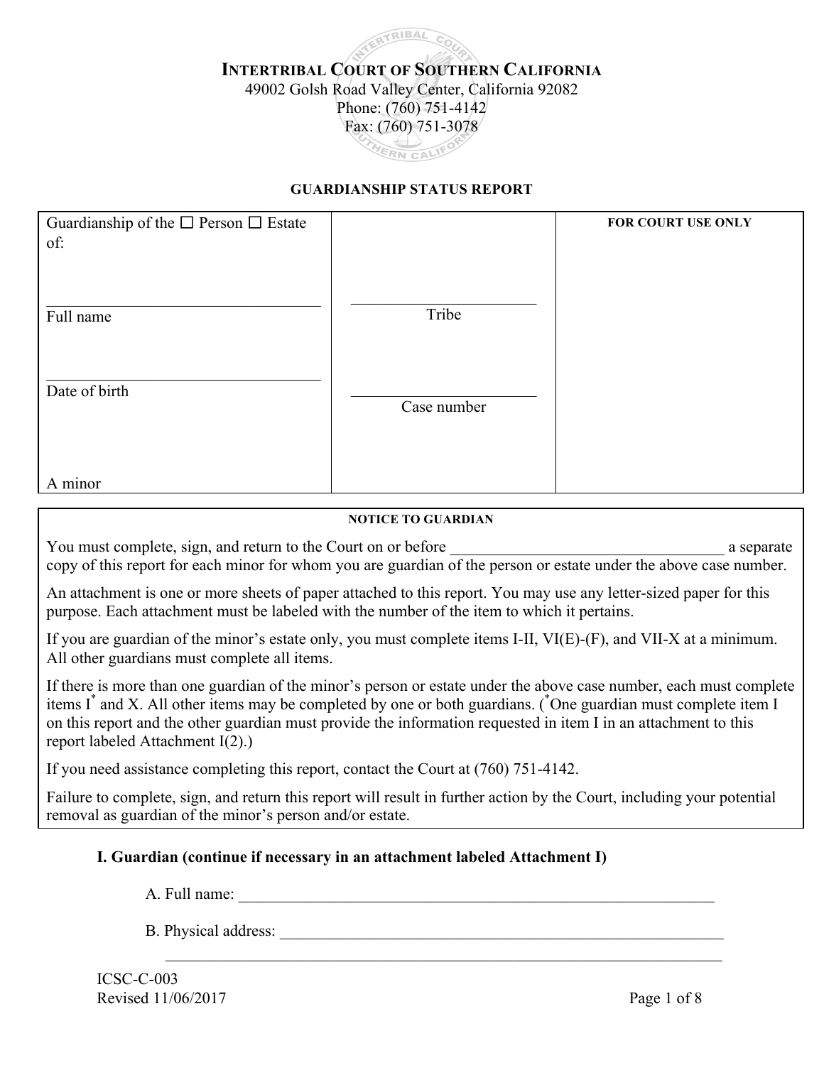# INTERTRIBAL COURT OF SOUTHERN CALIFORNIA

49002 Golsh Road Valley Center, California 92082
Phone: (760) 751-4142
Fax: (760) 751-3078

## GUARDIANSHIP STATUS REPORT

| Guardianship of the ☐ Person ☐ Estate of: | | FOR COURT USE ONLY |
|---|---|---|
| ________________________________ Full name | ________________________ Tribe | |
| ________________________________ Date of birth | ________________________ Case number | |
| A minor | | |

**NOTICE TO GUARDIAN**

You must complete, sign, and return to the Court on or before ________________________________ a separate copy of this report for each minor for whom you are guardian of the person or estate under the above case number.

An attachment is one or more sheets of paper attached to this report. You may use any letter-sized paper for this purpose. Each attachment must be labeled with the number of the item to which it pertains.

If you are guardian of the minor's estate only, you must complete items I-II, VI(E)-(F), and VII-X at a minimum. All other guardians must complete all items.

If there is more than one guardian of the minor's person or estate under the above case number, each must complete items I* and X. All other items may be completed by one or both guardians. (*One guardian must complete item I on this report and the other guardian must provide the information requested in item I in an attachment to this report labeled Attachment I(2).)

If you need assistance completing this report, contact the Court at (760) 751-4142.

Failure to complete, sign, and return this report will result in further action by the Court, including your potential removal as guardian of the minor's person and/or estate.

### I. Guardian (continue if necessary in an attachment labeled Attachment I)

A. Full name: ____________________________________________________________

B. Physical address: ______________________________________________________

____________________________________________________________________

ICSC-C-003
Revised 11/06/2017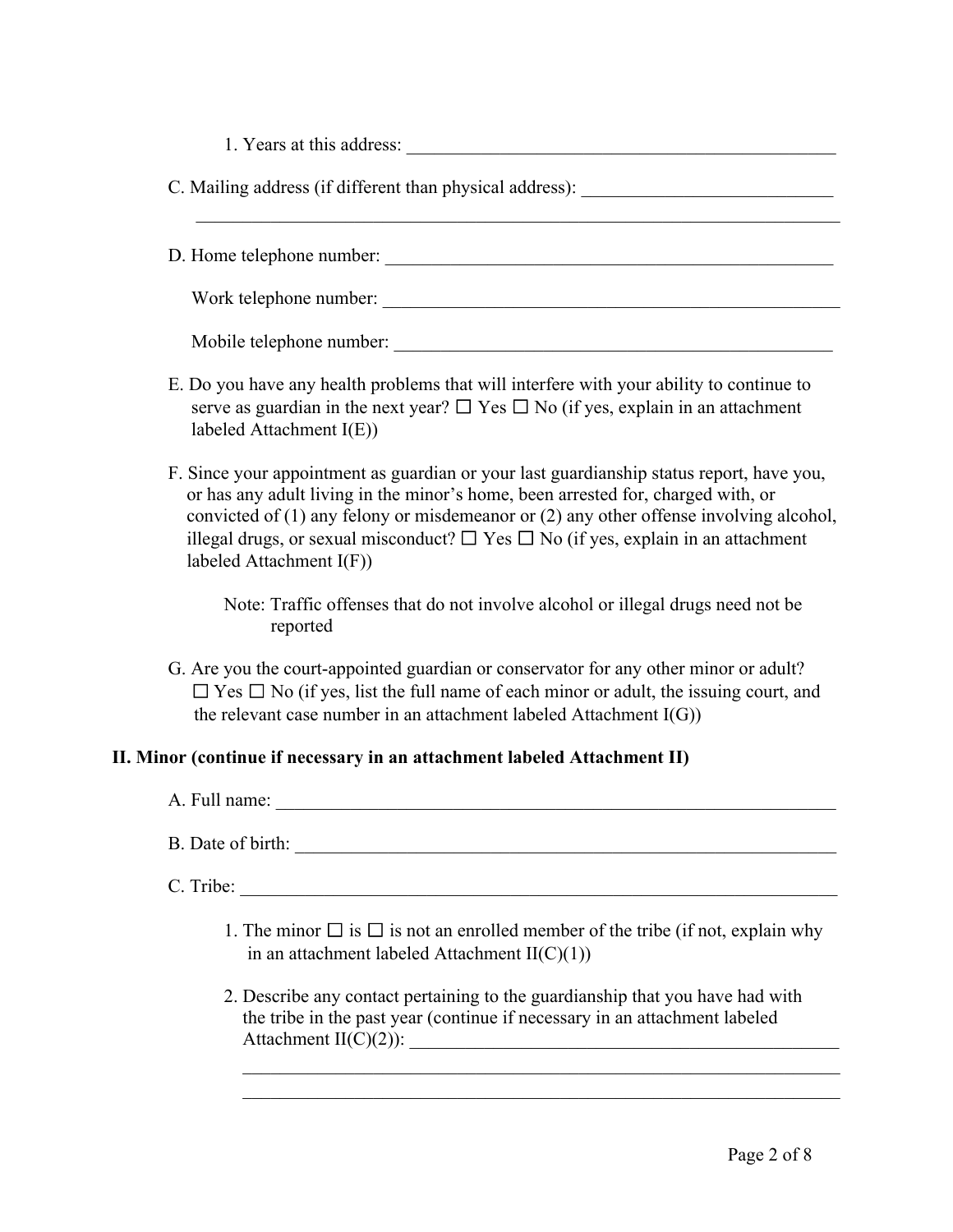1. Years at this address: ______________________________________________

C. Mailing address (if different than physical address): ___________________________

______________________________________________________________________

D. Home telephone number: _________________________________________________

Work telephone number: ___________________________________________________

Mobile telephone number: _________________________________________________

E. Do you have any health problems that will interfere with your ability to continue to serve as guardian in the next year? ☐ Yes ☐ No (if yes, explain in an attachment labeled Attachment I(E))

F. Since your appointment as guardian or your last guardianship status report, have you, or has any adult living in the minor's home, been arrested for, charged with, or convicted of (1) any felony or misdemeanor or (2) any other offense involving alcohol, illegal drugs, or sexual misconduct? ☐ Yes ☐ No (if yes, explain in an attachment labeled Attachment I(F))

Note: Traffic offenses that do not involve alcohol or illegal drugs need not be reported

G. Are you the court-appointed guardian or conservator for any other minor or adult? ☐ Yes ☐ No (if yes, list the full name of each minor or adult, the issuing court, and the relevant case number in an attachment labeled Attachment I(G))

**II. Minor (continue if necessary in an attachment labeled Attachment II)**

A. Full name: ______________________________________________________________

B. Date of birth: ____________________________________________________________

C. Tribe: __________________________________________________________________

1. The minor ☐ is ☐ is not an enrolled member of the tribe (if not, explain why in an attachment labeled Attachment II(C)(1))

2. Describe any contact pertaining to the guardianship that you have had with the tribe in the past year (continue if necessary in an attachment labeled Attachment II(C)(2)): _______________________________________________

______________________________________________________________________

______________________________________________________________________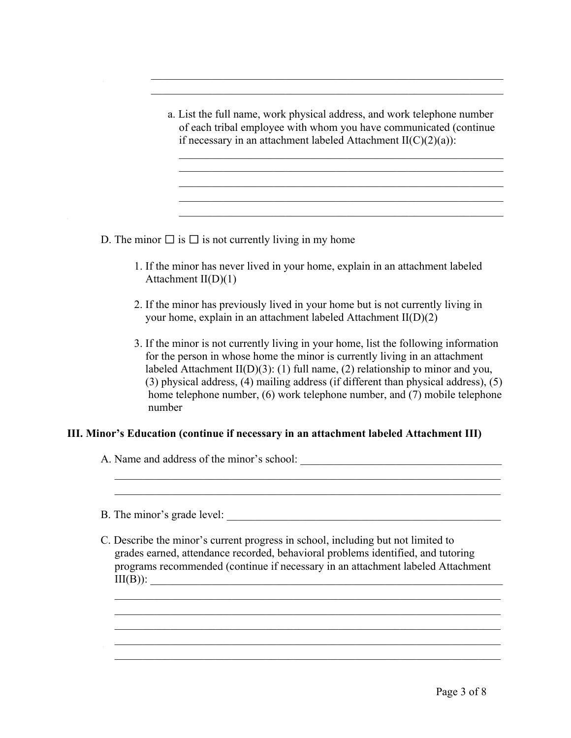\_\_\_\_\_\_\_\_\_\_\_\_\_\_\_\_\_\_\_\_\_\_\_\_\_\_\_\_\_\_\_\_\_\_\_\_\_\_\_\_\_\_\_\_\_\_\_\_\_\_\_\_\_\_\_\_\_\_\_\_\_\_

\_\_\_\_\_\_\_\_\_\_\_\_\_\_\_\_\_\_\_\_\_\_\_\_\_\_\_\_\_\_\_\_\_\_\_\_\_\_\_\_\_\_\_\_\_\_\_\_\_\_\_\_\_\_\_\_\_\_\_\_\_\_

a. List the full name, work physical address, and work telephone number of each tribal employee with whom you have communicated (continue if necessary in an attachment labeled Attachment II(C)(2)(a)):

\_\_\_\_\_\_\_\_\_\_\_\_\_\_\_\_\_\_\_\_\_\_\_\_\_\_\_\_\_\_\_\_\_\_\_\_\_\_\_\_\_\_\_\_\_\_\_\_\_\_\_\_\_\_\_\_\_\_\_\_\_\_

\_\_\_\_\_\_\_\_\_\_\_\_\_\_\_\_\_\_\_\_\_\_\_\_\_\_\_\_\_\_\_\_\_\_\_\_\_\_\_\_\_\_\_\_\_\_\_\_\_\_\_\_\_\_\_\_\_\_\_\_\_\_

\_\_\_\_\_\_\_\_\_\_\_\_\_\_\_\_\_\_\_\_\_\_\_\_\_\_\_\_\_\_\_\_\_\_\_\_\_\_\_\_\_\_\_\_\_\_\_\_\_\_\_\_\_\_\_\_\_\_\_\_\_\_

\_\_\_\_\_\_\_\_\_\_\_\_\_\_\_\_\_\_\_\_\_\_\_\_\_\_\_\_\_\_\_\_\_\_\_\_\_\_\_\_\_\_\_\_\_\_\_\_\_\_\_\_\_\_\_\_\_\_\_\_\_\_

\_\_\_\_\_\_\_\_\_\_\_\_\_\_\_\_\_\_\_\_\_\_\_\_\_\_\_\_\_\_\_\_\_\_\_\_\_\_\_\_\_\_\_\_\_\_\_\_\_\_\_\_\_\_\_\_\_\_\_\_\_\_

D. The minor ☐ is ☐ is not currently living in my home

1. If the minor has never lived in your home, explain in an attachment labeled Attachment II(D)(1)

2. If the minor has previously lived in your home but is not currently living in your home, explain in an attachment labeled Attachment II(D)(2)

3. If the minor is not currently living in your home, list the following information for the person in whose home the minor is currently living in an attachment labeled Attachment II(D)(3): (1) full name, (2) relationship to minor and you, (3) physical address, (4) mailing address (if different than physical address), (5) home telephone number, (6) work telephone number, and (7) mobile telephone number

**III. Minor's Education (continue if necessary in an attachment labeled Attachment III)**

A. Name and address of the minor's school: \_\_\_\_\_\_\_\_\_\_\_\_\_\_\_\_\_\_\_\_\_\_\_\_\_\_\_\_\_\_\_\_\_\_\_\_\_\_

\_\_\_\_\_\_\_\_\_\_\_\_\_\_\_\_\_\_\_\_\_\_\_\_\_\_\_\_\_\_\_\_\_\_\_\_\_\_\_\_\_\_\_\_\_\_\_\_\_\_\_\_\_\_\_\_\_\_\_\_\_\_\_\_\_\_\_

\_\_\_\_\_\_\_\_\_\_\_\_\_\_\_\_\_\_\_\_\_\_\_\_\_\_\_\_\_\_\_\_\_\_\_\_\_\_\_\_\_\_\_\_\_\_\_\_\_\_\_\_\_\_\_\_\_\_\_\_\_\_\_\_\_\_\_

B. The minor's grade level: \_\_\_\_\_\_\_\_\_\_\_\_\_\_\_\_\_\_\_\_\_\_\_\_\_\_\_\_\_\_\_\_\_\_\_\_\_\_\_\_\_\_\_\_\_\_\_\_\_\_

C. Describe the minor's current progress in school, including but not limited to grades earned, attendance recorded, behavioral problems identified, and tutoring programs recommended (continue if necessary in an attachment labeled Attachment III(B)): \_\_\_\_\_\_\_\_\_\_\_\_\_\_\_\_\_\_\_\_\_\_\_\_\_\_\_\_\_\_\_\_\_\_\_\_\_\_\_\_\_\_\_\_\_\_\_\_\_\_\_\_\_\_\_\_\_\_\_\_\_\_\_\_

\_\_\_\_\_\_\_\_\_\_\_\_\_\_\_\_\_\_\_\_\_\_\_\_\_\_\_\_\_\_\_\_\_\_\_\_\_\_\_\_\_\_\_\_\_\_\_\_\_\_\_\_\_\_\_\_\_\_\_\_\_\_\_\_\_\_\_

\_\_\_\_\_\_\_\_\_\_\_\_\_\_\_\_\_\_\_\_\_\_\_\_\_\_\_\_\_\_\_\_\_\_\_\_\_\_\_\_\_\_\_\_\_\_\_\_\_\_\_\_\_\_\_\_\_\_\_\_\_\_\_\_\_\_\_

\_\_\_\_\_\_\_\_\_\_\_\_\_\_\_\_\_\_\_\_\_\_\_\_\_\_\_\_\_\_\_\_\_\_\_\_\_\_\_\_\_\_\_\_\_\_\_\_\_\_\_\_\_\_\_\_\_\_\_\_\_\_\_\_\_\_\_

\_\_\_\_\_\_\_\_\_\_\_\_\_\_\_\_\_\_\_\_\_\_\_\_\_\_\_\_\_\_\_\_\_\_\_\_\_\_\_\_\_\_\_\_\_\_\_\_\_\_\_\_\_\_\_\_\_\_\_\_\_\_\_\_\_\_\_

\_\_\_\_\_\_\_\_\_\_\_\_\_\_\_\_\_\_\_\_\_\_\_\_\_\_\_\_\_\_\_\_\_\_\_\_\_\_\_\_\_\_\_\_\_\_\_\_\_\_\_\_\_\_\_\_\_\_\_\_\_\_\_\_\_\_\_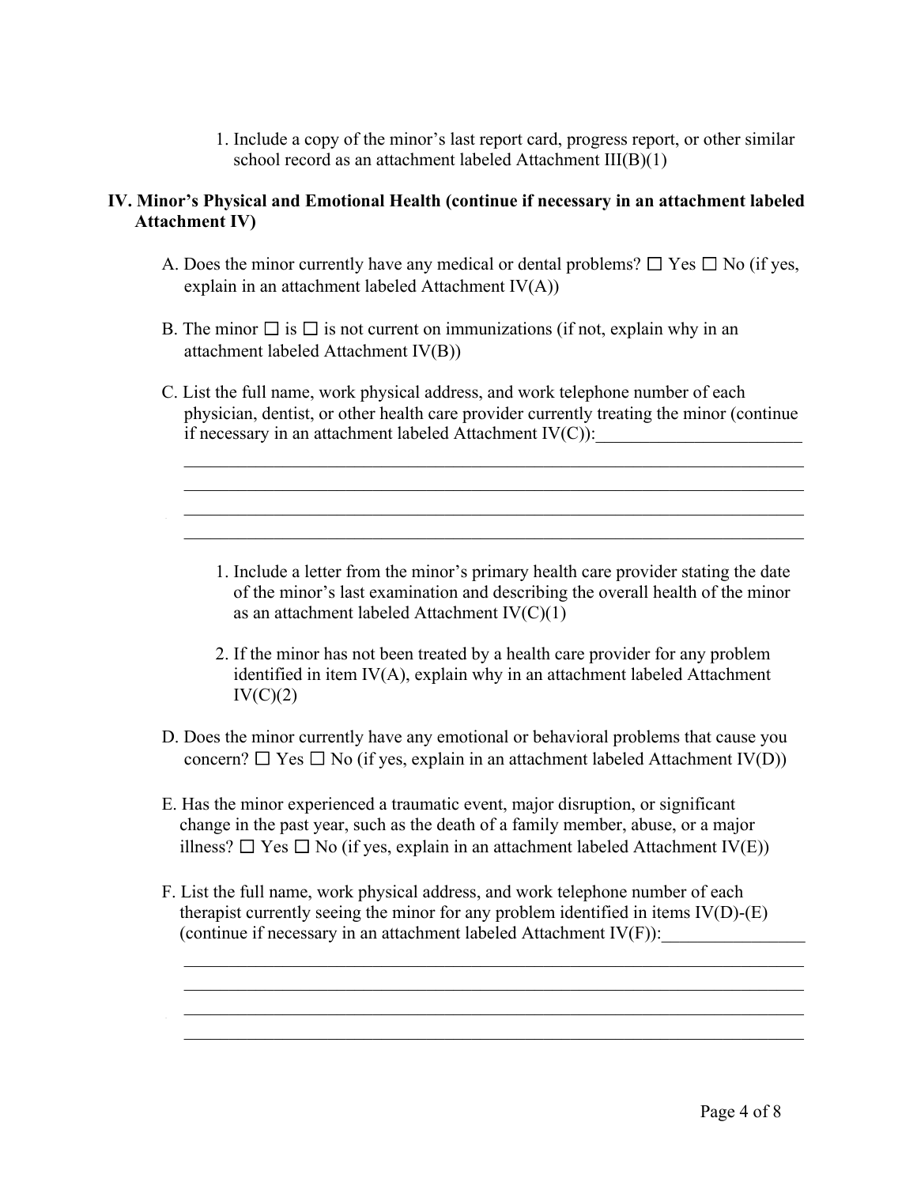1. Include a copy of the minor's last report card, progress report, or other similar school record as an attachment labeled Attachment III(B)(1)

**IV. Minor's Physical and Emotional Health (continue if necessary in an attachment labeled Attachment IV)**

A. Does the minor currently have any medical or dental problems? ☐ Yes ☐ No (if yes, explain in an attachment labeled Attachment IV(A))

B. The minor ☐ is ☐ is not current on immunizations (if not, explain why in an attachment labeled Attachment IV(B))

C. List the full name, work physical address, and work telephone number of each physician, dentist, or other health care provider currently treating the minor (continue if necessary in an attachment labeled Attachment IV(C)):________________________

_________________________________________________________________________
_________________________________________________________________________
_________________________________________________________________________
_________________________________________________________________________

1. Include a letter from the minor's primary health care provider stating the date of the minor's last examination and describing the overall health of the minor as an attachment labeled Attachment IV(C)(1)

2. If the minor has not been treated by a health care provider for any problem identified in item IV(A), explain why in an attachment labeled Attachment IV(C)(2)

D. Does the minor currently have any emotional or behavioral problems that cause you concern? ☐ Yes ☐ No (if yes, explain in an attachment labeled Attachment IV(D))

E. Has the minor experienced a traumatic event, major disruption, or significant change in the past year, such as the death of a family member, abuse, or a major illness? ☐ Yes ☐ No (if yes, explain in an attachment labeled Attachment IV(E))

F. List the full name, work physical address, and work telephone number of each therapist currently seeing the minor for any problem identified in items IV(D)-(E) (continue if necessary in an attachment labeled Attachment IV(F)):________________

_________________________________________________________________________
_________________________________________________________________________
_________________________________________________________________________
_________________________________________________________________________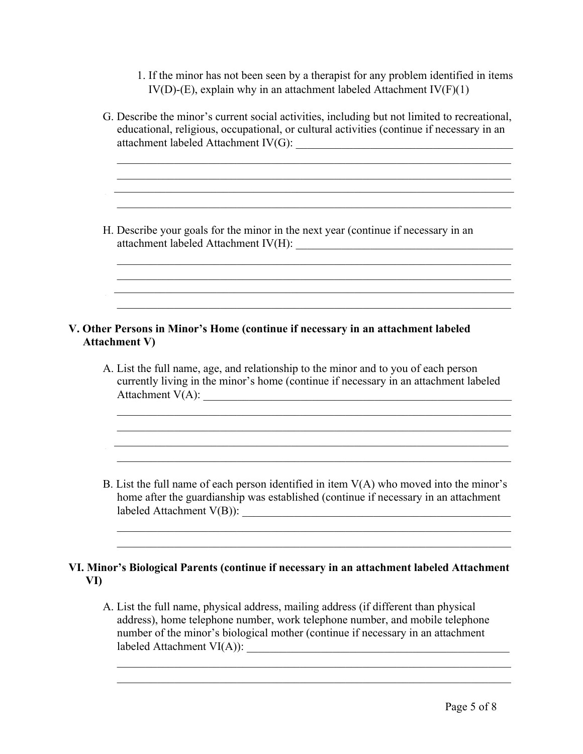1. If the minor has not been seen by a therapist for any problem identified in items IV(D)-(E), explain why in an attachment labeled Attachment IV(F)(1)

G. Describe the minor's current social activities, including but not limited to recreational, educational, religious, occupational, or cultural activities (continue if necessary in an attachment labeled Attachment IV(G): ________________________________________

_________________________________________________________________________

_________________________________________________________________________

_________________________________________________________________________

_________________________________________________________________________

H. Describe your goals for the minor in the next year (continue if necessary in an attachment labeled Attachment IV(H): ________________________________________

_________________________________________________________________________

_________________________________________________________________________

_________________________________________________________________________

_________________________________________________________________________

**V. Other Persons in Minor's Home (continue if necessary in an attachment labeled Attachment V)**

A. List the full name, age, and relationship to the minor and to you of each person currently living in the minor's home (continue if necessary in an attachment labeled Attachment V(A): ________________________________________________________

_________________________________________________________________________

_________________________________________________________________________

_________________________________________________________________________

_________________________________________________________________________

B. List the full name of each person identified in item V(A) who moved into the minor's home after the guardianship was established (continue if necessary in an attachment labeled Attachment V(B)): _________________________________________________

_________________________________________________________________________

_________________________________________________________________________

**VI. Minor's Biological Parents (continue if necessary in an attachment labeled Attachment VI)**

A. List the full name, physical address, mailing address (if different than physical address), home telephone number, work telephone number, and mobile telephone number of the minor's biological mother (continue if necessary in an attachment labeled Attachment VI(A)): _______________________________________________

_________________________________________________________________________

_________________________________________________________________________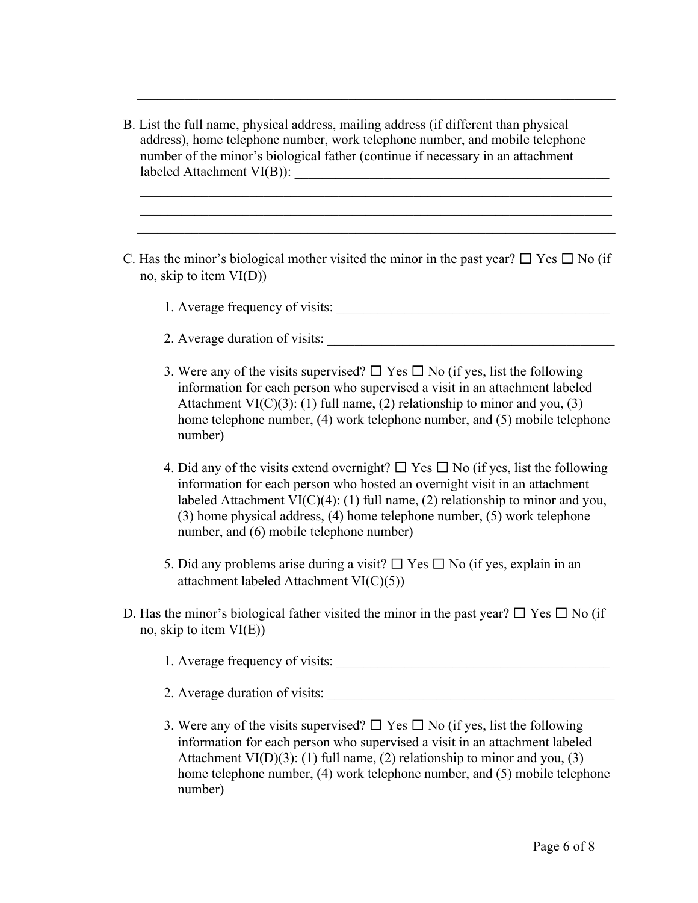\_\_\_\_\_\_\_\_\_\_\_\_\_\_\_\_\_\_\_\_\_\_\_\_\_\_\_\_\_\_\_\_\_\_\_\_\_\_\_\_\_\_\_\_\_\_\_\_\_\_\_\_\_\_\_\_\_\_\_\_\_\_\_\_\_\_

B. List the full name, physical address, mailing address (if different than physical address), home telephone number, work telephone number, and mobile telephone number of the minor's biological father (continue if necessary in an attachment labeled Attachment VI(B)): \_\_\_\_\_\_\_\_\_\_\_\_\_\_\_\_\_\_\_\_\_\_\_\_\_\_\_\_\_\_\_\_\_\_\_\_\_\_\_\_\_\_\_\_\_\_\_\_

\_\_\_\_\_\_\_\_\_\_\_\_\_\_\_\_\_\_\_\_\_\_\_\_\_\_\_\_\_\_\_\_\_\_\_\_\_\_\_\_\_\_\_\_\_\_\_\_\_\_\_\_\_\_\_\_\_\_\_\_\_\_\_\_\_\_

\_\_\_\_\_\_\_\_\_\_\_\_\_\_\_\_\_\_\_\_\_\_\_\_\_\_\_\_\_\_\_\_\_\_\_\_\_\_\_\_\_\_\_\_\_\_\_\_\_\_\_\_\_\_\_\_\_\_\_\_\_\_\_\_\_\_

\_\_\_\_\_\_\_\_\_\_\_\_\_\_\_\_\_\_\_\_\_\_\_\_\_\_\_\_\_\_\_\_\_\_\_\_\_\_\_\_\_\_\_\_\_\_\_\_\_\_\_\_\_\_\_\_\_\_\_\_\_\_\_\_\_\_

C. Has the minor's biological mother visited the minor in the past year? ☐ Yes ☐ No (if no, skip to item VI(D))

1. Average frequency of visits: \_\_\_\_\_\_\_\_\_\_\_\_\_\_\_\_\_\_\_\_\_\_\_\_\_\_\_\_\_\_\_\_\_\_\_\_\_\_\_\_\_\_

2. Average duration of visits: \_\_\_\_\_\_\_\_\_\_\_\_\_\_\_\_\_\_\_\_\_\_\_\_\_\_\_\_\_\_\_\_\_\_\_\_\_\_\_\_\_\_\_

3. Were any of the visits supervised? ☐ Yes ☐ No (if yes, list the following information for each person who supervised a visit in an attachment labeled Attachment VI(C)(3): (1) full name, (2) relationship to minor and you, (3) home telephone number, (4) work telephone number, and (5) mobile telephone number)

4. Did any of the visits extend overnight? ☐ Yes ☐ No (if yes, list the following information for each person who hosted an overnight visit in an attachment labeled Attachment VI(C)(4): (1) full name, (2) relationship to minor and you, (3) home physical address, (4) home telephone number, (5) work telephone number, and (6) mobile telephone number)

5. Did any problems arise during a visit? ☐ Yes ☐ No (if yes, explain in an attachment labeled Attachment VI(C)(5))

D. Has the minor's biological father visited the minor in the past year? ☐ Yes ☐ No (if no, skip to item VI(E))

1. Average frequency of visits: \_\_\_\_\_\_\_\_\_\_\_\_\_\_\_\_\_\_\_\_\_\_\_\_\_\_\_\_\_\_\_\_\_\_\_\_\_\_\_\_\_\_

2. Average duration of visits: \_\_\_\_\_\_\_\_\_\_\_\_\_\_\_\_\_\_\_\_\_\_\_\_\_\_\_\_\_\_\_\_\_\_\_\_\_\_\_\_\_\_\_

3. Were any of the visits supervised? ☐ Yes ☐ No (if yes, list the following information for each person who supervised a visit in an attachment labeled Attachment VI(D)(3): (1) full name, (2) relationship to minor and you, (3) home telephone number, (4) work telephone number, and (5) mobile telephone number)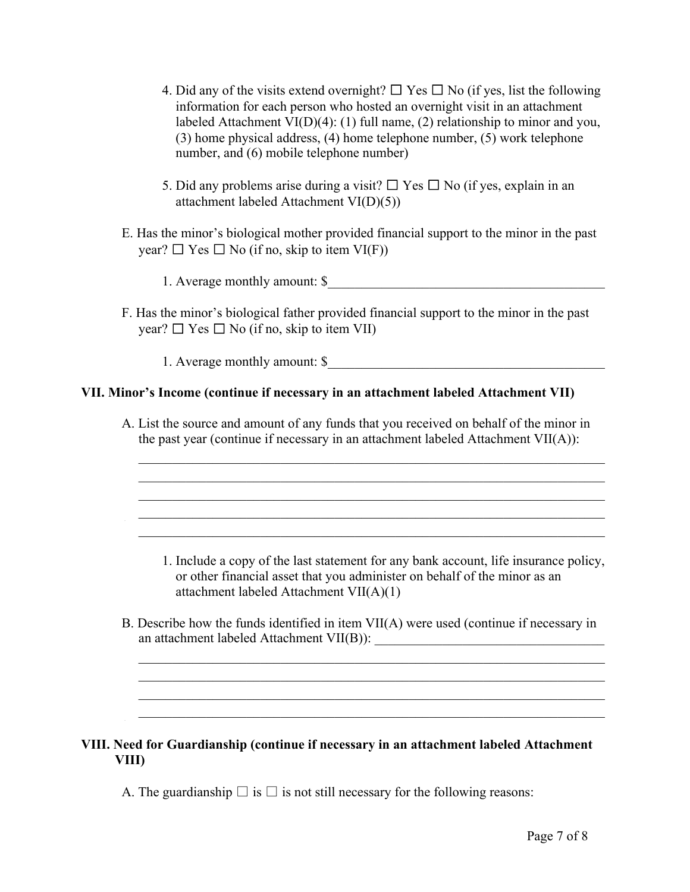4. Did any of the visits extend overnight? ☐ Yes ☐ No (if yes, list the following information for each person who hosted an overnight visit in an attachment labeled Attachment VI(D)(4): (1) full name, (2) relationship to minor and you, (3) home physical address, (4) home telephone number, (5) work telephone number, and (6) mobile telephone number)

5. Did any problems arise during a visit? ☐ Yes ☐ No (if yes, explain in an attachment labeled Attachment VI(D)(5))

E. Has the minor's biological mother provided financial support to the minor in the past year? ☐ Yes ☐ No (if no, skip to item VI(F))

1. Average monthly amount: $_______________________________________________

F. Has the minor's biological father provided financial support to the minor in the past year? ☐ Yes ☐ No (if no, skip to item VII)

1. Average monthly amount: $_______________________________________________

**VII. Minor's Income (continue if necessary in an attachment labeled Attachment VII)**

A. List the source and amount of any funds that you received on behalf of the minor in the past year (continue if necessary in an attachment labeled Attachment VII(A)):

_____________________________________________________________________________
_____________________________________________________________________________
_____________________________________________________________________________
_____________________________________________________________________________
_____________________________________________________________________________

1. Include a copy of the last statement for any bank account, life insurance policy, or other financial asset that you administer on behalf of the minor as an attachment labeled Attachment VII(A)(1)

B. Describe how the funds identified in item VII(A) were used (continue if necessary in an attachment labeled Attachment VII(B)): ___________________________________

_____________________________________________________________________________
_____________________________________________________________________________
_____________________________________________________________________________
_____________________________________________________________________________

**VIII. Need for Guardianship (continue if necessary in an attachment labeled Attachment VIII)**

A. The guardianship ☐ is ☐ is not still necessary for the following reasons: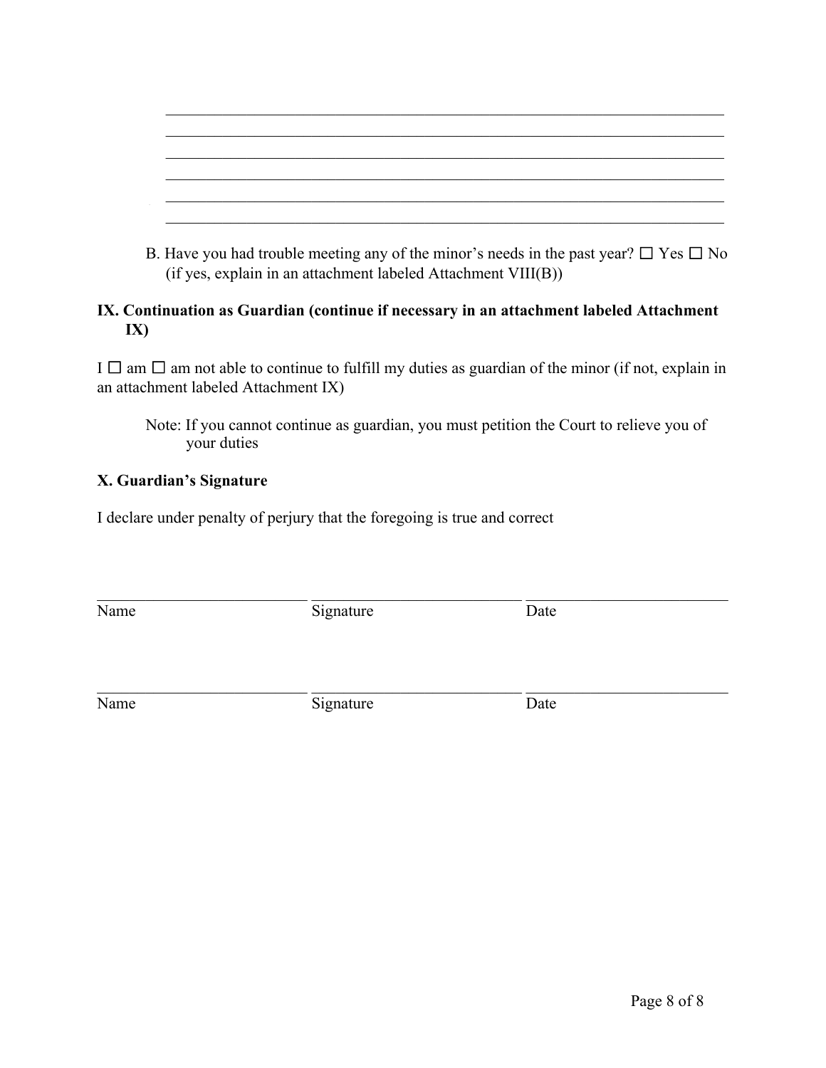\_\_\_\_\_\_\_\_\_\_\_\_\_\_\_\_\_\_\_\_\_\_\_\_\_\_\_\_\_\_\_\_\_\_\_\_\_\_\_\_\_\_\_\_\_\_\_\_\_\_\_\_\_\_\_\_\_\_\_\_\_\_\_\_\_\_
\_\_\_\_\_\_\_\_\_\_\_\_\_\_\_\_\_\_\_\_\_\_\_\_\_\_\_\_\_\_\_\_\_\_\_\_\_\_\_\_\_\_\_\_\_\_\_\_\_\_\_\_\_\_\_\_\_\_\_\_\_\_\_\_\_\_
\_\_\_\_\_\_\_\_\_\_\_\_\_\_\_\_\_\_\_\_\_\_\_\_\_\_\_\_\_\_\_\_\_\_\_\_\_\_\_\_\_\_\_\_\_\_\_\_\_\_\_\_\_\_\_\_\_\_\_\_\_\_\_\_\_\_
\_\_\_\_\_\_\_\_\_\_\_\_\_\_\_\_\_\_\_\_\_\_\_\_\_\_\_\_\_\_\_\_\_\_\_\_\_\_\_\_\_\_\_\_\_\_\_\_\_\_\_\_\_\_\_\_\_\_\_\_\_\_\_\_\_\_
\_\_\_\_\_\_\_\_\_\_\_\_\_\_\_\_\_\_\_\_\_\_\_\_\_\_\_\_\_\_\_\_\_\_\_\_\_\_\_\_\_\_\_\_\_\_\_\_\_\_\_\_\_\_\_\_\_\_\_\_\_\_\_\_\_\_
\_\_\_\_\_\_\_\_\_\_\_\_\_\_\_\_\_\_\_\_\_\_\_\_\_\_\_\_\_\_\_\_\_\_\_\_\_\_\_\_\_\_\_\_\_\_\_\_\_\_\_\_\_\_\_\_\_\_\_\_\_\_\_\_\_\_

B. Have you had trouble meeting any of the minor's needs in the past year? ☐ Yes ☐ No (if yes, explain in an attachment labeled Attachment VIII(B))

**IX. Continuation as Guardian (continue if necessary in an attachment labeled Attachment IX)**

I ☐ am ☐ am not able to continue to fulfill my duties as guardian of the minor (if not, explain in an attachment labeled Attachment IX)

Note: If you cannot continue as guardian, you must petition the Court to relieve you of your duties

**X. Guardian's Signature**

I declare under penalty of perjury that the foregoing is true and correct

| | | |
|---|---|---|
| \_\_\_\_\_\_\_\_\_\_\_\_\_\_\_\_\_\_\_\_ | \_\_\_\_\_\_\_\_\_\_\_\_\_\_\_\_\_\_\_\_ | \_\_\_\_\_\_\_\_\_\_\_\_\_\_\_\_\_\_\_\_ |
| Name | Signature | Date |
| \_\_\_\_\_\_\_\_\_\_\_\_\_\_\_\_\_\_\_\_ | \_\_\_\_\_\_\_\_\_\_\_\_\_\_\_\_\_\_\_\_ | \_\_\_\_\_\_\_\_\_\_\_\_\_\_\_\_\_\_\_\_ |
| Name | Signature | Date |